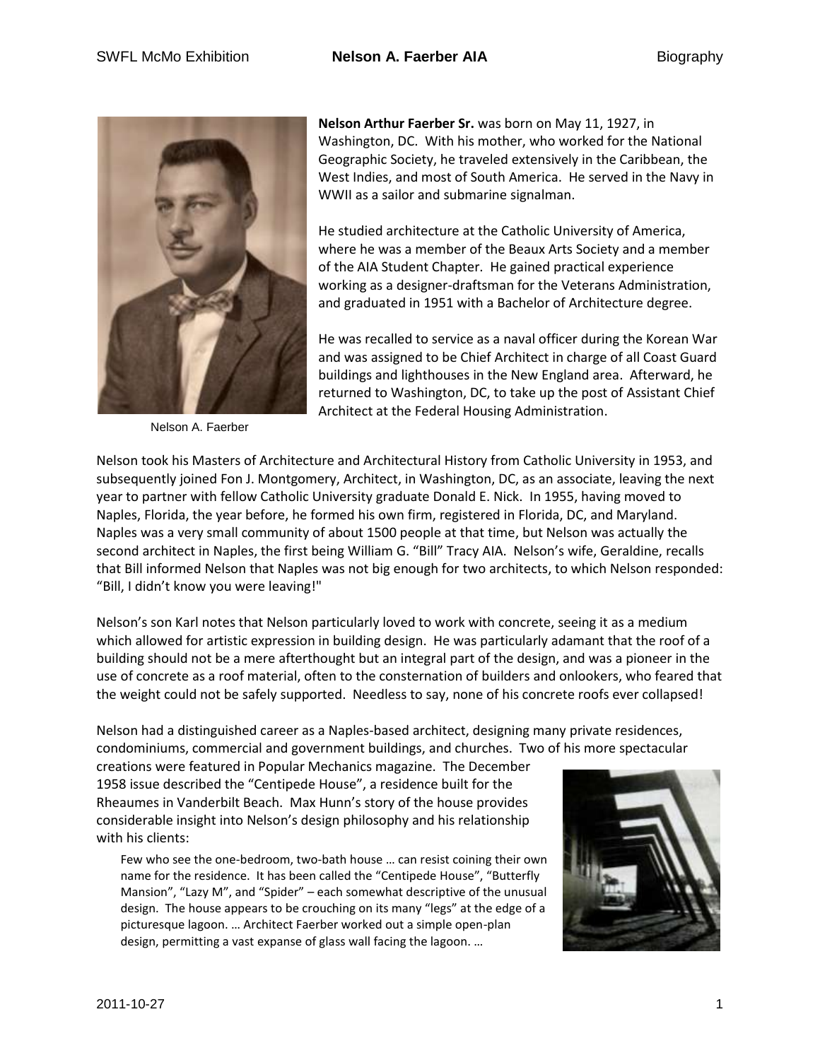Nelson A. Faerber

**Nelson Arthur Faerber Sr.** was born on May 11, 1927, in Washington, DC. With his mother, who worked for the National Geographic Society, he traveled extensively in the Caribbean, the West Indies, and most of South America. He served in the Navy in WWII as a sailor and submarine signalman.

He studied architecture at the Catholic University of America, where he was a member of the Beaux Arts Society and a member of the AIA Student Chapter. He gained practical experience working as a designer-draftsman for the Veterans Administration, and graduated in 1951 with a Bachelor of Architecture degree.

He was recalled to service as a naval officer during the Korean War and was assigned to be Chief Architect in charge of all Coast Guard buildings and lighthouses in the New England area. Afterward, he returned to Washington, DC, to take up the post of Assistant Chief Architect at the Federal Housing Administration.

Nelson took his Masters of Architecture and Architectural History from Catholic University in 1953, and subsequently joined Fon J. Montgomery, Architect, in Washington, DC, as an associate, leaving the next year to partner with fellow Catholic University graduate Donald E. Nick. In 1955, having moved to Naples, Florida, the year before, he formed his own firm, registered in Florida, DC, and Maryland. Naples was a very small community of about 1500 people at that time, but Nelson was actually the second architect in Naples, the first being William G. "Bill" Tracy AIA. Nelson's wife, Geraldine, recalls that Bill informed Nelson that Naples was not big enough for two architects, to which Nelson responded: "Bill, I didn't know you were leaving!"

Nelson's son Karl notes that Nelson particularly loved to work with concrete, seeing it as a medium which allowed for artistic expression in building design. He was particularly adamant that the roof of a building should not be a mere afterthought but an integral part of the design, and was a pioneer in the use of concrete as a roof material, often to the consternation of builders and onlookers, who feared that the weight could not be safely supported. Needless to say, none of his concrete roofs ever collapsed!

Nelson had a distinguished career as a Naples-based architect, designing many private residences, condominiums, commercial and government buildings, and churches. Two of his more spectacular creations were featured in Popular Mechanics magazine. The December 1958 issue described the "Centipede House", a residence built for the Rheaumes in Vanderbilt Beach. Max Hunn's story of the house provides considerable insight into Nelson's design philosophy and his relationship with his clients:

> Few who see the one-bedroom, two-bath house … can resist coining their own name for the residence. It has been called the "Centipede House", "Butterfly Mansion", "Lazy M", and "Spider" – each somewhat descriptive of the unusual design. The house appears to be crouching on its many "legs" at the edge of a picturesque lagoon. … Architect Faerber worked out a simple open-plan design, permitting a vast expanse of glass wall facing the lagoon. …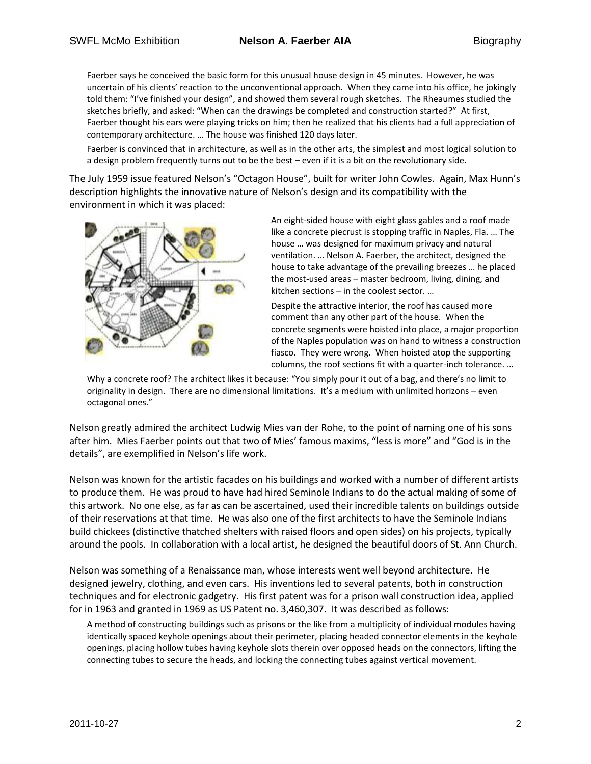> Faerber says he conceived the basic form for this unusual house design in 45 minutes. However, he was uncertain of his clients' reaction to the unconventional approach. When they came into his office, he jokingly told them: "I've finished your design", and showed them several rough sketches. The Rheaumes studied the sketches briefly, and asked: "When can the drawings be completed and construction started?" At first, Faerber thought his ears were playing tricks on him; then he realized that his clients had a full appreciation of contemporary architecture. … The house was finished 120 days later.
>
> Faerber is convinced that in architecture, as well as in the other arts, the simplest and most logical solution to a design problem frequently turns out to be the best – even if it is a bit on the revolutionary side.

The July 1959 issue featured Nelson's "Octagon House", built for writer John Cowles. Again, Max Hunn's description highlights the innovative nature of Nelson's design and its compatibility with the environment in which it was placed:

> An eight-sided house with eight glass gables and a roof made like a concrete piecrust is stopping traffic in Naples, Fla. … The house … was designed for maximum privacy and natural ventilation. … Nelson A. Faerber, the architect, designed the house to take advantage of the prevailing breezes … he placed the most-used areas – master bedroom, living, dining, and kitchen sections – in the coolest sector. …
>
> Despite the attractive interior, the roof has caused more comment than any other part of the house. When the concrete segments were hoisted into place, a major proportion of the Naples population was on hand to witness a construction fiasco. They were wrong. When hoisted atop the supporting columns, the roof sections fit with a quarter-inch tolerance. …
>
> Why a concrete roof? The architect likes it because: "You simply pour it out of a bag, and there's no limit to originality in design. There are no dimensional limitations. It's a medium with unlimited horizons – even octagonal ones."

Nelson greatly admired the architect Ludwig Mies van der Rohe, to the point of naming one of his sons after him. Mies Faerber points out that two of Mies' famous maxims, "less is more" and "God is in the details", are exemplified in Nelson's life work.

Nelson was known for the artistic facades on his buildings and worked with a number of different artists to produce them. He was proud to have had hired Seminole Indians to do the actual making of some of this artwork. No one else, as far as can be ascertained, used their incredible talents on buildings outside of their reservations at that time. He was also one of the first architects to have the Seminole Indians build chickees (distinctive thatched shelters with raised floors and open sides) on his projects, typically around the pools. In collaboration with a local artist, he designed the beautiful doors of St. Ann Church.

Nelson was something of a Renaissance man, whose interests went well beyond architecture. He designed jewelry, clothing, and even cars. His inventions led to several patents, both in construction techniques and for electronic gadgetry. His first patent was for a prison wall construction idea, applied for in 1963 and granted in 1969 as US Patent no. 3,460,307. It was described as follows:

> A method of constructing buildings such as prisons or the like from a multiplicity of individual modules having identically spaced keyhole openings about their perimeter, placing headed connector elements in the keyhole openings, placing hollow tubes having keyhole slots therein over opposed heads on the connectors, lifting the connecting tubes to secure the heads, and locking the connecting tubes against vertical movement.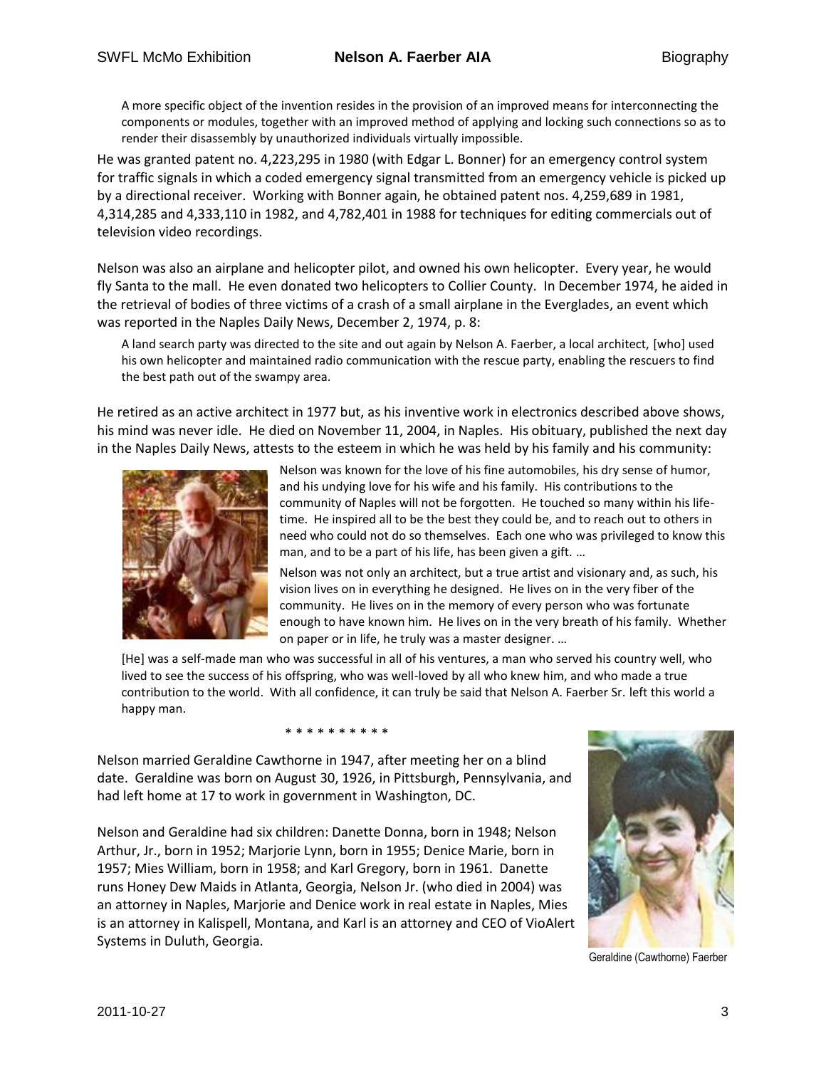> A more specific object of the invention resides in the provision of an improved means for interconnecting the components or modules, together with an improved method of applying and locking such connections so as to render their disassembly by unauthorized individuals virtually impossible.

He was granted patent no. 4,223,295 in 1980 (with Edgar L. Bonner) for an emergency control system for traffic signals in which a coded emergency signal transmitted from an emergency vehicle is picked up by a directional receiver. Working with Bonner again, he obtained patent nos. 4,259,689 in 1981, 4,314,285 and 4,333,110 in 1982, and 4,782,401 in 1988 for techniques for editing commercials out of television video recordings.

Nelson was also an airplane and helicopter pilot, and owned his own helicopter. Every year, he would fly Santa to the mall. He even donated two helicopters to Collier County. In December 1974, he aided in the retrieval of bodies of three victims of a crash of a small airplane in the Everglades, an event which was reported in the Naples Daily News, December 2, 1974, p. 8:

> A land search party was directed to the site and out again by Nelson A. Faerber, a local architect, [who] used his own helicopter and maintained radio communication with the rescue party, enabling the rescuers to find the best path out of the swampy area.

He retired as an active architect in 1977 but, as his inventive work in electronics described above shows, his mind was never idle. He died on November 11, 2004, in Naples. His obituary, published the next day in the Naples Daily News, attests to the esteem in which he was held by his family and his community:

> Nelson was known for the love of his fine automobiles, his dry sense of humor, and his undying love for his wife and his family. His contributions to the community of Naples will not be forgotten. He touched so many within his life-time. He inspired all to be the best they could be, and to reach out to others in need who could not do so themselves. Each one who was privileged to know this man, and to be a part of his life, has been given a gift. …
>
> Nelson was not only an architect, but a true artist and visionary and, as such, his vision lives on in everything he designed. He lives on in the very fiber of the community. He lives on in the memory of every person who was fortunate enough to have known him. He lives on in the very breath of his family. Whether on paper or in life, he truly was a master designer. …
>
> [He] was a self-made man who was successful in all of his ventures, a man who served his country well, who lived to see the success of his offspring, who was well-loved by all who knew him, and who made a true contribution to the world. With all confidence, it can truly be said that Nelson A. Faerber Sr. left this world a happy man.

\* \* \* \* \* \* \* \* \* \* \*

Nelson married Geraldine Cawthorne in 1947, after meeting her on a blind date. Geraldine was born on August 30, 1926, in Pittsburgh, Pennsylvania, and had left home at 17 to work in government in Washington, DC.

Nelson and Geraldine had six children: Danette Donna, born in 1948; Nelson Arthur, Jr., born in 1952; Marjorie Lynn, born in 1955; Denice Marie, born in 1957; Mies William, born in 1958; and Karl Gregory, born in 1961. Danette runs Honey Dew Maids in Atlanta, Georgia, Nelson Jr. (who died in 2004) was an attorney in Naples, Marjorie and Denice work in real estate in Naples, Mies is an attorney in Kalispell, Montana, and Karl is an attorney and CEO of VioAlert Systems in Duluth, Georgia.

Geraldine (Cawthorne) Faerber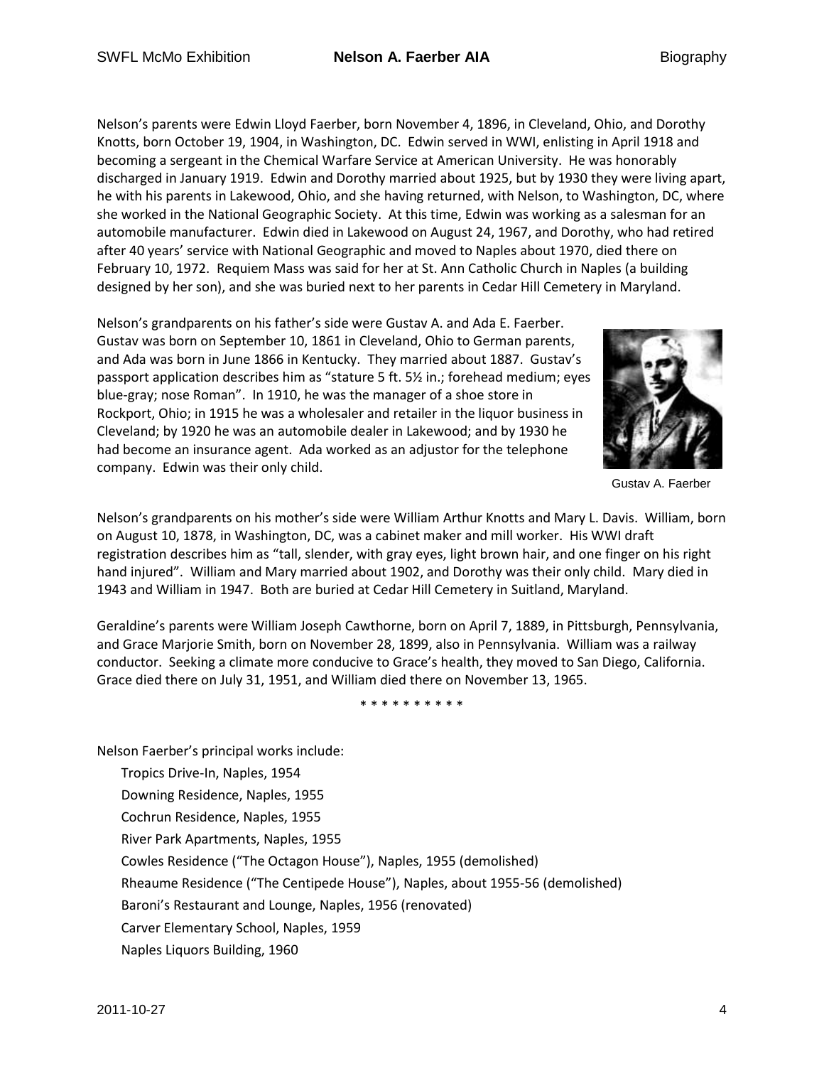Nelson's parents were Edwin Lloyd Faerber, born November 4, 1896, in Cleveland, Ohio, and Dorothy Knotts, born October 19, 1904, in Washington, DC. Edwin served in WWI, enlisting in April 1918 and becoming a sergeant in the Chemical Warfare Service at American University. He was honorably discharged in January 1919. Edwin and Dorothy married about 1925, but by 1930 they were living apart, he with his parents in Lakewood, Ohio, and she having returned, with Nelson, to Washington, DC, where she worked in the National Geographic Society. At this time, Edwin was working as a salesman for an automobile manufacturer. Edwin died in Lakewood on August 24, 1967, and Dorothy, who had retired after 40 years' service with National Geographic and moved to Naples about 1970, died there on February 10, 1972. Requiem Mass was said for her at St. Ann Catholic Church in Naples (a building designed by her son), and she was buried next to her parents in Cedar Hill Cemetery in Maryland.

Nelson's grandparents on his father's side were Gustav A. and Ada E. Faerber. Gustav was born on September 10, 1861 in Cleveland, Ohio to German parents, and Ada was born in June 1866 in Kentucky. They married about 1887. Gustav's passport application describes him as "stature 5 ft. 5½ in.; forehead medium; eyes blue-gray; nose Roman". In 1910, he was the manager of a shoe store in Rockport, Ohio; in 1915 he was a wholesaler and retailer in the liquor business in Cleveland; by 1920 he was an automobile dealer in Lakewood; and by 1930 he had become an insurance agent. Ada worked as an adjustor for the telephone company. Edwin was their only child.

Gustav A. Faerber

Nelson's grandparents on his mother's side were William Arthur Knotts and Mary L. Davis. William, born on August 10, 1878, in Washington, DC, was a cabinet maker and mill worker. His WWI draft registration describes him as "tall, slender, with gray eyes, light brown hair, and one finger on his right hand injured". William and Mary married about 1902, and Dorothy was their only child. Mary died in 1943 and William in 1947. Both are buried at Cedar Hill Cemetery in Suitland, Maryland.

Geraldine's parents were William Joseph Cawthorne, born on April 7, 1889, in Pittsburgh, Pennsylvania, and Grace Marjorie Smith, born on November 28, 1899, also in Pennsylvania. William was a railway conductor. Seeking a climate more conducive to Grace's health, they moved to San Diego, California. Grace died there on July 31, 1951, and William died there on November 13, 1965.

* * * * * * * * * *

Nelson Faerber's principal works include:

- Tropics Drive-In, Naples, 1954
- Downing Residence, Naples, 1955
- Cochrun Residence, Naples, 1955
- River Park Apartments, Naples, 1955
- Cowles Residence ("The Octagon House"), Naples, 1955 (demolished)
- Rheaume Residence ("The Centipede House"), Naples, about 1955-56 (demolished)
- Baroni's Restaurant and Lounge, Naples, 1956 (renovated)
- Carver Elementary School, Naples, 1959
- Naples Liquors Building, 1960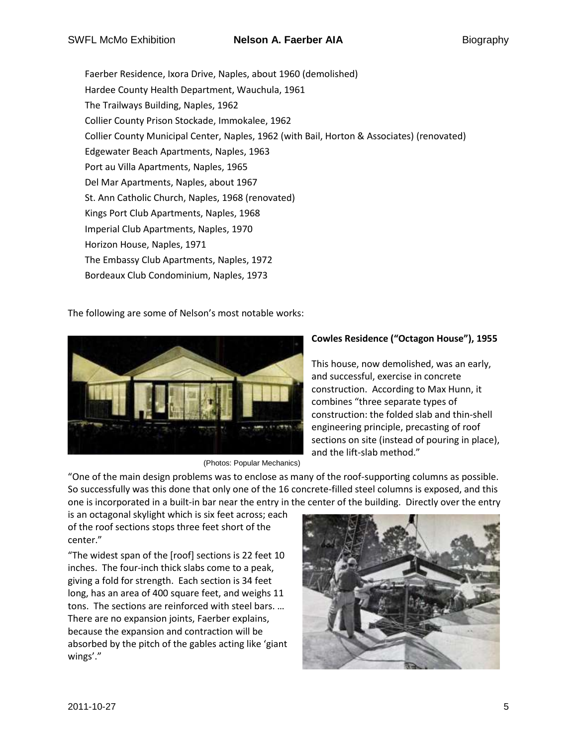Faerber Residence, Ixora Drive, Naples, about 1960 (demolished)
Hardee County Health Department, Wauchula, 1961
The Trailways Building, Naples, 1962
Collier County Prison Stockade, Immokalee, 1962
Collier County Municipal Center, Naples, 1962 (with Bail, Horton & Associates) (renovated)
Edgewater Beach Apartments, Naples, 1963
Port au Villa Apartments, Naples, 1965
Del Mar Apartments, Naples, about 1967
St. Ann Catholic Church, Naples, 1968 (renovated)
Kings Port Club Apartments, Naples, 1968
Imperial Club Apartments, Naples, 1970
Horizon House, Naples, 1971
The Embassy Club Apartments, Naples, 1972
Bordeaux Club Condominium, Naples, 1973

The following are some of Nelson's most notable works:

(Photos: Popular Mechanics)

**Cowles Residence ("Octagon House"), 1955**

This house, now demolished, was an early, and successful, exercise in concrete construction. According to Max Hunn, it combines "three separate types of construction: the folded slab and thin-shell engineering principle, precasting of roof sections on site (instead of pouring in place), and the lift-slab method."

"One of the main design problems was to enclose as many of the roof-supporting columns as possible. So successfully was this done that only one of the 16 concrete-filled steel columns is exposed, and this one is incorporated in a built-in bar near the entry in the center of the building. Directly over the entry is an octagonal skylight which is six feet across; each of the roof sections stops three feet short of the center."

"The widest span of the [roof] sections is 22 feet 10 inches. The four-inch thick slabs come to a peak, giving a fold for strength. Each section is 34 feet long, has an area of 400 square feet, and weighs 11 tons. The sections are reinforced with steel bars. … There are no expansion joints, Faerber explains, because the expansion and contraction will be absorbed by the pitch of the gables acting like 'giant wings'."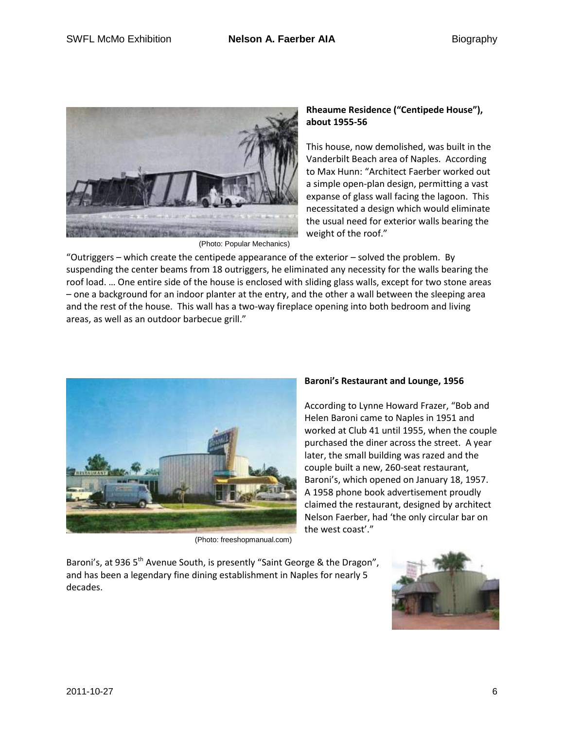(Photo: Popular Mechanics)

**Rheaume Residence ("Centipede House"), about 1955-56**

This house, now demolished, was built in the Vanderbilt Beach area of Naples. According to Max Hunn: "Architect Faerber worked out a simple open-plan design, permitting a vast expanse of glass wall facing the lagoon. This necessitated a design which would eliminate the usual need for exterior walls bearing the weight of the roof."

"Outriggers – which create the centipede appearance of the exterior – solved the problem. By suspending the center beams from 18 outriggers, he eliminated any necessity for the walls bearing the roof load. … One entire side of the house is enclosed with sliding glass walls, except for two stone areas – one a background for an indoor planter at the entry, and the other a wall between the sleeping area and the rest of the house. This wall has a two-way fireplace opening into both bedroom and living areas, as well as an outdoor barbecue grill."

(Photo: freeshopmanual.com)

**Baroni's Restaurant and Lounge, 1956**

According to Lynne Howard Frazer, "Bob and Helen Baroni came to Naples in 1951 and worked at Club 41 until 1955, when the couple purchased the diner across the street. A year later, the small building was razed and the couple built a new, 260-seat restaurant, Baroni's, which opened on January 18, 1957. A 1958 phone book advertisement proudly claimed the restaurant, designed by architect Nelson Faerber, had 'the only circular bar on the west coast'."

Baroni's, at 936 5th Avenue South, is presently "Saint George & the Dragon", and has been a legendary fine dining establishment in Naples for nearly 5 decades.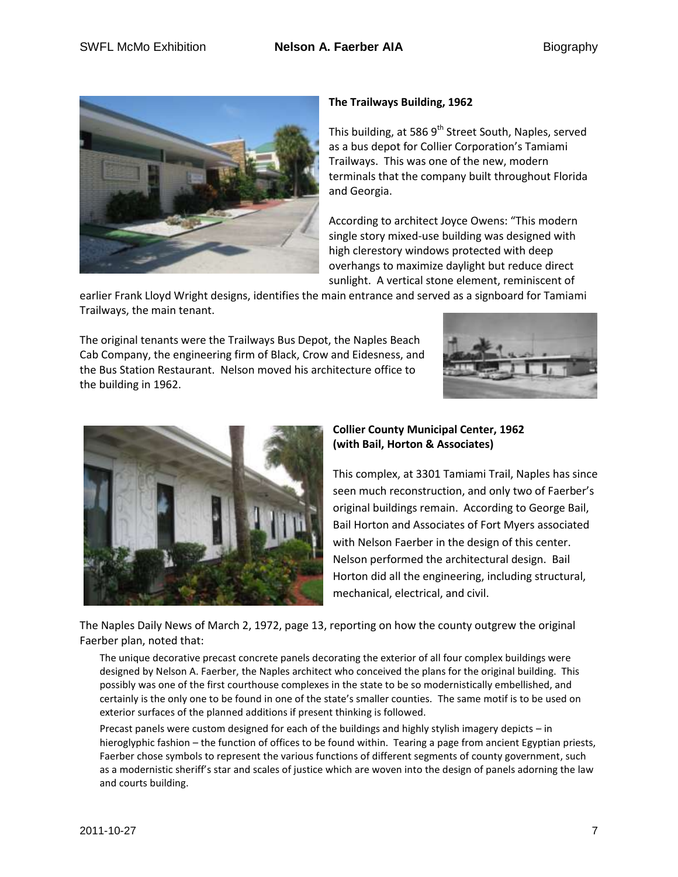**The Trailways Building, 1962**

This building, at 586 9th Street South, Naples, served as a bus depot for Collier Corporation's Tamiami Trailways. This was one of the new, modern terminals that the company built throughout Florida and Georgia.

According to architect Joyce Owens: "This modern single story mixed-use building was designed with high clerestory windows protected with deep overhangs to maximize daylight but reduce direct sunlight. A vertical stone element, reminiscent of earlier Frank Lloyd Wright designs, identifies the main entrance and served as a signboard for Tamiami Trailways, the main tenant.

The original tenants were the Trailways Bus Depot, the Naples Beach Cab Company, the engineering firm of Black, Crow and Eidesness, and the Bus Station Restaurant. Nelson moved his architecture office to the building in 1962.

**Collier County Municipal Center, 1962 (with Bail, Horton & Associates)**

This complex, at 3301 Tamiami Trail, Naples has since seen much reconstruction, and only two of Faerber's original buildings remain. According to George Bail, Bail Horton and Associates of Fort Myers associated with Nelson Faerber in the design of this center. Nelson performed the architectural design. Bail Horton did all the engineering, including structural, mechanical, electrical, and civil.

The Naples Daily News of March 2, 1972, page 13, reporting on how the county outgrew the original Faerber plan, noted that:

> The unique decorative precast concrete panels decorating the exterior of all four complex buildings were designed by Nelson A. Faerber, the Naples architect who conceived the plans for the original building. This possibly was one of the first courthouse complexes in the state to be so modernistically embellished, and certainly is the only one to be found in one of the state's smaller counties. The same motif is to be used on exterior surfaces of the planned additions if present thinking is followed.
>
> Precast panels were custom designed for each of the buildings and highly stylish imagery depicts – in hieroglyphic fashion – the function of offices to be found within. Tearing a page from ancient Egyptian priests, Faerber chose symbols to represent the various functions of different segments of county government, such as a modernistic sheriff's star and scales of justice which are woven into the design of panels adorning the law and courts building.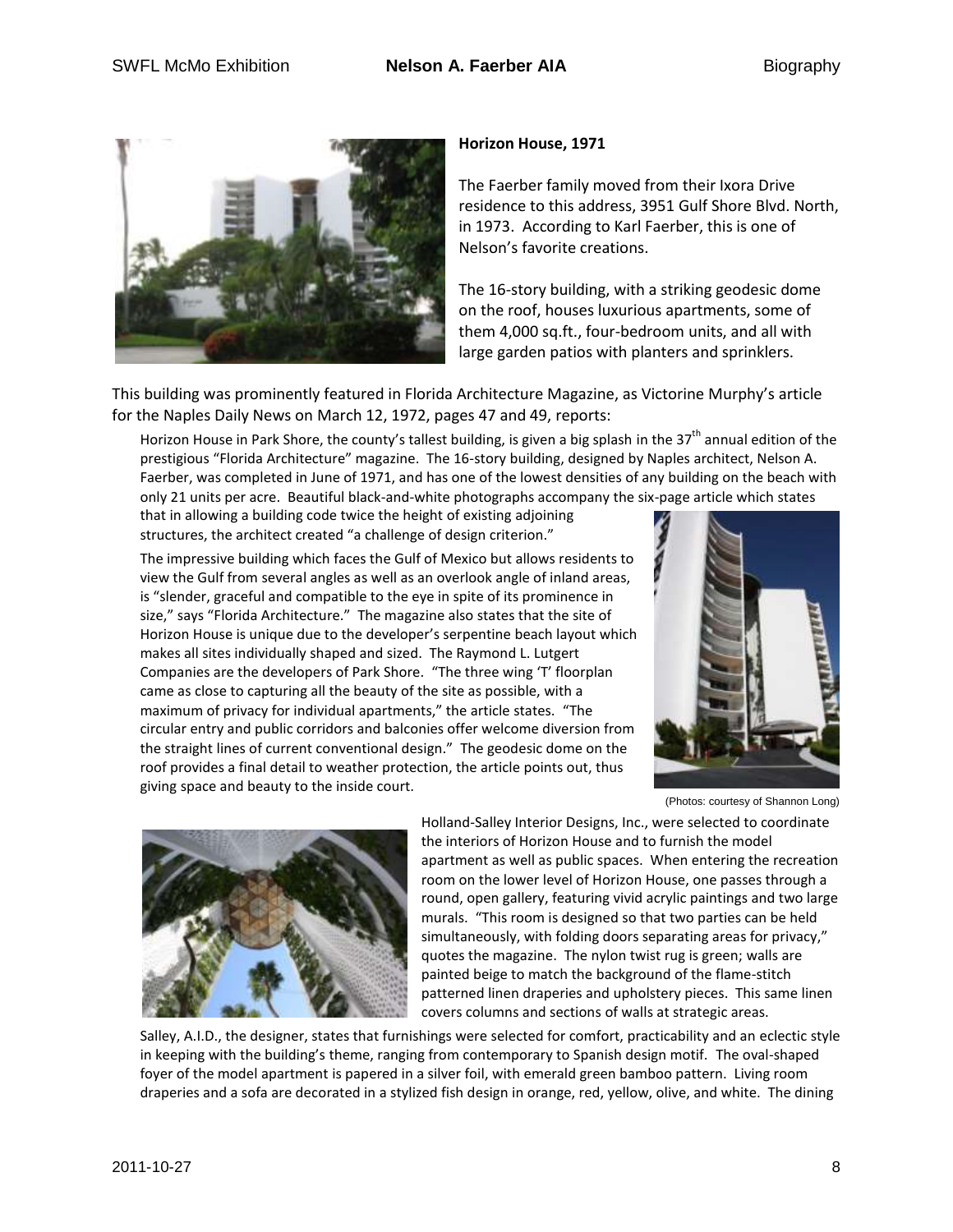**Horizon House, 1971**

The Faerber family moved from their Ixora Drive residence to this address, 3951 Gulf Shore Blvd. North, in 1973. According to Karl Faerber, this is one of Nelson's favorite creations.

The 16-story building, with a striking geodesic dome on the roof, houses luxurious apartments, some of them 4,000 sq.ft., four-bedroom units, and all with large garden patios with planters and sprinklers.

This building was prominently featured in Florida Architecture Magazine, as Victorine Murphy's article for the Naples Daily News on March 12, 1972, pages 47 and 49, reports:

> Horizon House in Park Shore, the county's tallest building, is given a big splash in the 37th annual edition of the prestigious "Florida Architecture" magazine. The 16-story building, designed by Naples architect, Nelson A. Faerber, was completed in June of 1971, and has one of the lowest densities of any building on the beach with only 21 units per acre. Beautiful black-and-white photographs accompany the six-page article which states that in allowing a building code twice the height of existing adjoining structures, the architect created "a challenge of design criterion."
>
> The impressive building which faces the Gulf of Mexico but allows residents to view the Gulf from several angles as well as an overlook angle of inland areas, is "slender, graceful and compatible to the eye in spite of its prominence in size," says "Florida Architecture." The magazine also states that the site of Horizon House is unique due to the developer's serpentine beach layout which makes all sites individually shaped and sized. The Raymond L. Lutgert Companies are the developers of Park Shore. "The three wing 'T' floorplan came as close to capturing all the beauty of the site as possible, with a maximum of privacy for individual apartments," the article states. "The circular entry and public corridors and balconies offer welcome diversion from the straight lines of current conventional design." The geodesic dome on the roof provides a final detail to weather protection, the article points out, thus giving space and beauty to the inside court.

(Photos: courtesy of Shannon Long)

> Holland-Salley Interior Designs, Inc., were selected to coordinate the interiors of Horizon House and to furnish the model apartment as well as public spaces. When entering the recreation room on the lower level of Horizon House, one passes through a round, open gallery, featuring vivid acrylic paintings and two large murals. "This room is designed so that two parties can be held simultaneously, with folding doors separating areas for privacy," quotes the magazine. The nylon twist rug is green; walls are painted beige to match the background of the flame-stitch patterned linen draperies and upholstery pieces. This same linen covers columns and sections of walls at strategic areas.
>
> Salley, A.I.D., the designer, states that furnishings were selected for comfort, practicability and an eclectic style in keeping with the building's theme, ranging from contemporary to Spanish design motif. The oval-shaped foyer of the model apartment is papered in a silver foil, with emerald green bamboo pattern. Living room draperies and a sofa are decorated in a stylized fish design in orange, red, yellow, olive, and white. The dining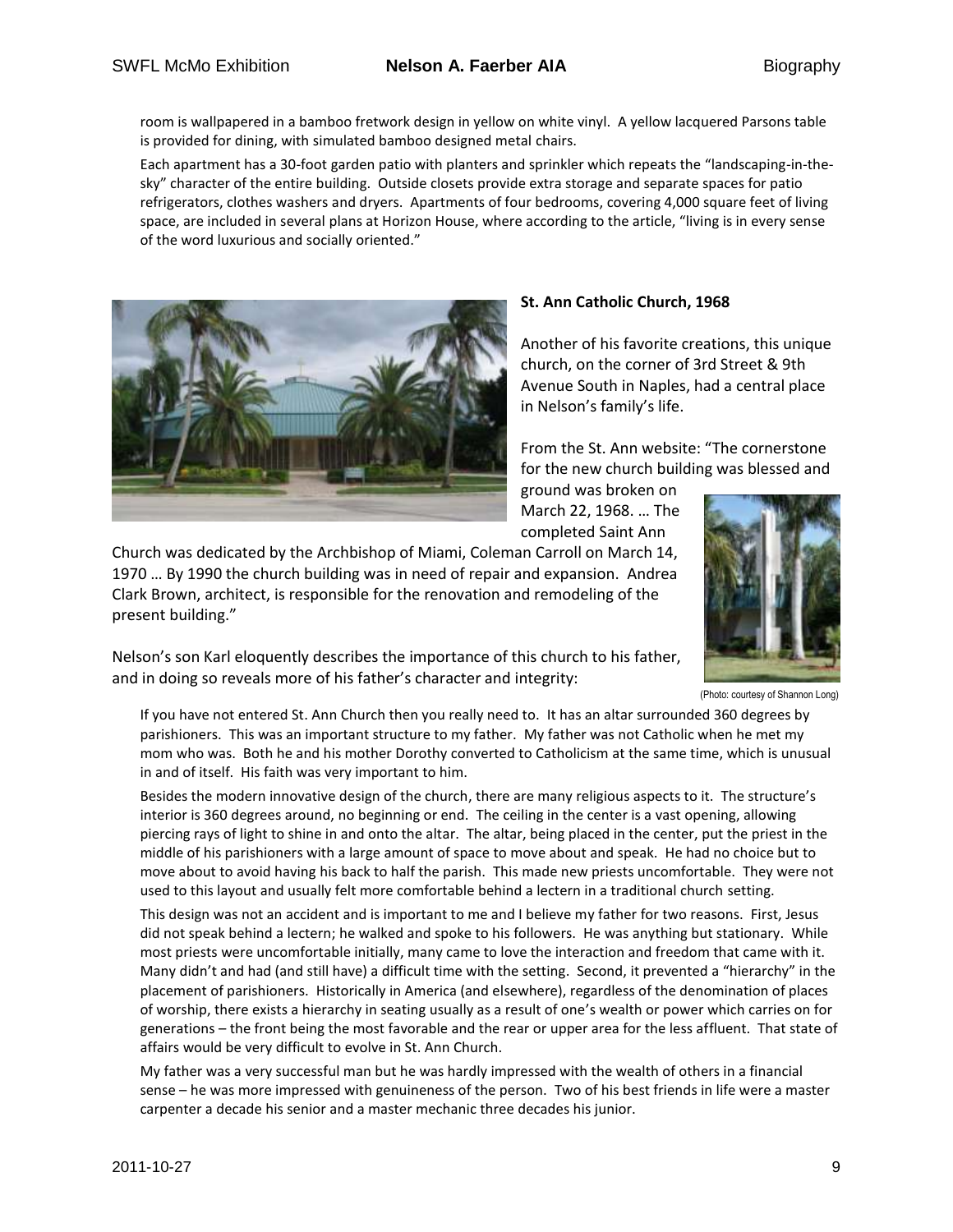room is wallpapered in a bamboo fretwork design in yellow on white vinyl. A yellow lacquered Parsons table is provided for dining, with simulated bamboo designed metal chairs.

Each apartment has a 30-foot garden patio with planters and sprinkler which repeats the "landscaping-in-the-sky" character of the entire building. Outside closets provide extra storage and separate spaces for patio refrigerators, clothes washers and dryers. Apartments of four bedrooms, covering 4,000 square feet of living space, are included in several plans at Horizon House, where according to the article, "living is in every sense of the word luxurious and socially oriented."

**St. Ann Catholic Church, 1968**

Another of his favorite creations, this unique church, on the corner of 3rd Street & 9th Avenue South in Naples, had a central place in Nelson's family's life.

From the St. Ann website: "The cornerstone for the new church building was blessed and ground was broken on March 22, 1968. … The completed Saint Ann Church was dedicated by the Archbishop of Miami, Coleman Carroll on March 14, 1970 … By 1990 the church building was in need of repair and expansion. Andrea Clark Brown, architect, is responsible for the renovation and remodeling of the present building."

(Photo: courtesy of Shannon Long)

Nelson's son Karl eloquently describes the importance of this church to his father, and in doing so reveals more of his father's character and integrity:

> If you have not entered St. Ann Church then you really need to. It has an altar surrounded 360 degrees by parishioners. This was an important structure to my father. My father was not Catholic when he met my mom who was. Both he and his mother Dorothy converted to Catholicism at the same time, which is unusual in and of itself. His faith was very important to him.
>
> Besides the modern innovative design of the church, there are many religious aspects to it. The structure's interior is 360 degrees around, no beginning or end. The ceiling in the center is a vast opening, allowing piercing rays of light to shine in and onto the altar. The altar, being placed in the center, put the priest in the middle of his parishioners with a large amount of space to move about and speak. He had no choice but to move about to avoid having his back to half the parish. This made new priests uncomfortable. They were not used to this layout and usually felt more comfortable behind a lectern in a traditional church setting.
>
> This design was not an accident and is important to me and I believe my father for two reasons. First, Jesus did not speak behind a lectern; he walked and spoke to his followers. He was anything but stationary. While most priests were uncomfortable initially, many came to love the interaction and freedom that came with it. Many didn't and had (and still have) a difficult time with the setting. Second, it prevented a "hierarchy" in the placement of parishioners. Historically in America (and elsewhere), regardless of the denomination of places of worship, there exists a hierarchy in seating usually as a result of one's wealth or power which carries on for generations – the front being the most favorable and the rear or upper area for the less affluent. That state of affairs would be very difficult to evolve in St. Ann Church.
>
> My father was a very successful man but he was hardly impressed with the wealth of others in a financial sense – he was more impressed with genuineness of the person. Two of his best friends in life were a master carpenter a decade his senior and a master mechanic three decades his junior.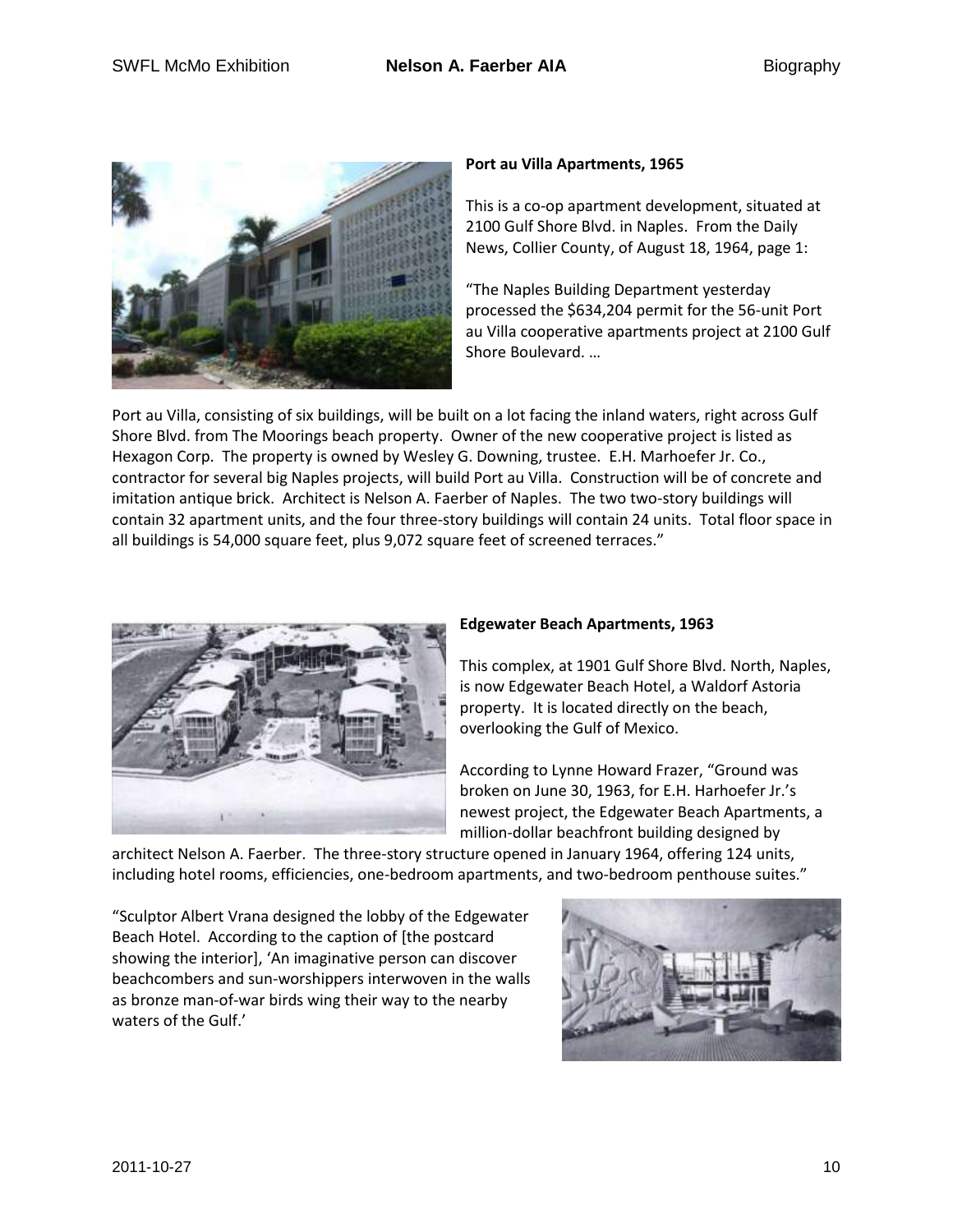**Port au Villa Apartments, 1965**

This is a co-op apartment development, situated at 2100 Gulf Shore Blvd. in Naples. From the Daily News, Collier County, of August 18, 1964, page 1:

"The Naples Building Department yesterday processed the $634,204 permit for the 56-unit Port au Villa cooperative apartments project at 2100 Gulf Shore Boulevard. …

Port au Villa, consisting of six buildings, will be built on a lot facing the inland waters, right across Gulf Shore Blvd. from The Moorings beach property. Owner of the new cooperative project is listed as Hexagon Corp. The property is owned by Wesley G. Downing, trustee. E.H. Marhoefer Jr. Co., contractor for several big Naples projects, will build Port au Villa. Construction will be of concrete and imitation antique brick. Architect is Nelson A. Faerber of Naples. The two two-story buildings will contain 32 apartment units, and the four three-story buildings will contain 24 units. Total floor space in all buildings is 54,000 square feet, plus 9,072 square feet of screened terraces."

**Edgewater Beach Apartments, 1963**

This complex, at 1901 Gulf Shore Blvd. North, Naples, is now Edgewater Beach Hotel, a Waldorf Astoria property. It is located directly on the beach, overlooking the Gulf of Mexico.

According to Lynne Howard Frazer, "Ground was broken on June 30, 1963, for E.H. Harhoefer Jr.'s newest project, the Edgewater Beach Apartments, a million-dollar beachfront building designed by architect Nelson A. Faerber. The three-story structure opened in January 1964, offering 124 units, including hotel rooms, efficiencies, one-bedroom apartments, and two-bedroom penthouse suites."

"Sculptor Albert Vrana designed the lobby of the Edgewater Beach Hotel. According to the caption of [the postcard showing the interior], 'An imaginative person can discover beachcombers and sun-worshippers interwoven in the walls as bronze man-of-war birds wing their way to the nearby waters of the Gulf.'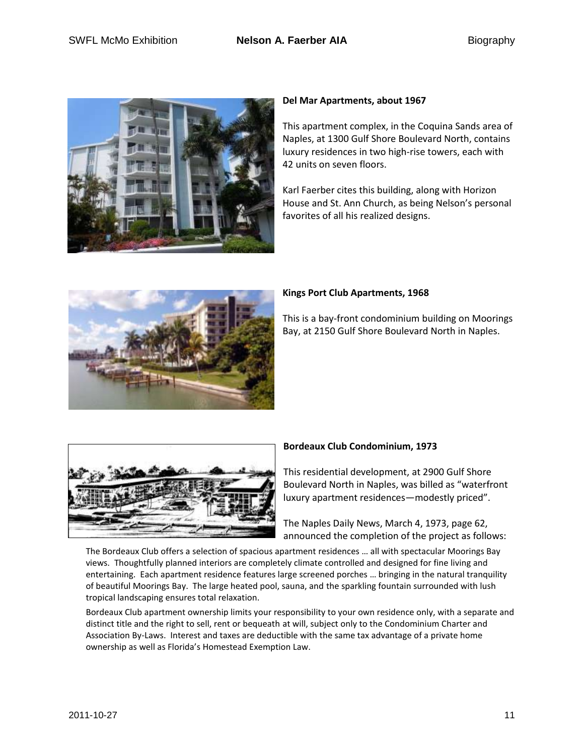**Del Mar Apartments, about 1967**

This apartment complex, in the Coquina Sands area of Naples, at 1300 Gulf Shore Boulevard North, contains luxury residences in two high-rise towers, each with 42 units on seven floors.

Karl Faerber cites this building, along with Horizon House and St. Ann Church, as being Nelson's personal favorites of all his realized designs.

**Kings Port Club Apartments, 1968**

This is a bay-front condominium building on Moorings Bay, at 2150 Gulf Shore Boulevard North in Naples.

**Bordeaux Club Condominium, 1973**

This residential development, at 2900 Gulf Shore Boulevard North in Naples, was billed as "waterfront luxury apartment residences—modestly priced".

The Naples Daily News, March 4, 1973, page 62, announced the completion of the project as follows:

> The Bordeaux Club offers a selection of spacious apartment residences … all with spectacular Moorings Bay views. Thoughtfully planned interiors are completely climate controlled and designed for fine living and entertaining. Each apartment residence features large screened porches … bringing in the natural tranquility of beautiful Moorings Bay. The large heated pool, sauna, and the sparkling fountain surrounded with lush tropical landscaping ensures total relaxation.
>
> Bordeaux Club apartment ownership limits your responsibility to your own residence only, with a separate and distinct title and the right to sell, rent or bequeath at will, subject only to the Condominium Charter and Association By-Laws. Interest and taxes are deductible with the same tax advantage of a private home ownership as well as Florida's Homestead Exemption Law.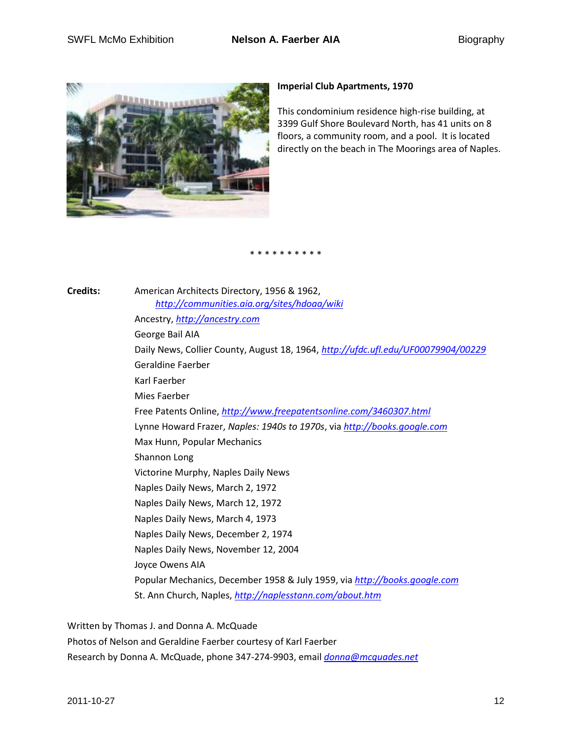**Imperial Club Apartments, 1970**

This condominium residence high-rise building, at 3399 Gulf Shore Boulevard North, has 41 units on 8 floors, a community room, and a pool. It is located directly on the beach in The Moorings area of Naples.

\* \* \* \* \* \* \* \* \* \*

**Credits:**

American Architects Directory, 1956 & 1962, *http://communities.aia.org/sites/hdoaa/wiki*
Ancestry, *http://ancestry.com*
George Bail AIA
Daily News, Collier County, August 18, 1964, *http://ufdc.ufl.edu/UF00079904/00229*
Geraldine Faerber
Karl Faerber
Mies Faerber
Free Patents Online, *http://www.freepatentsonline.com/3460307.html*
Lynne Howard Frazer, *Naples: 1940s to 1970s*, via *http://books.google.com*
Max Hunn, Popular Mechanics
Shannon Long
Victorine Murphy, Naples Daily News
Naples Daily News, March 2, 1972
Naples Daily News, March 12, 1972
Naples Daily News, March 4, 1973
Naples Daily News, December 2, 1974
Naples Daily News, November 12, 2004
Joyce Owens AIA
Popular Mechanics, December 1958 & July 1959, via *http://books.google.com*
St. Ann Church, Naples, *http://naplesstann.com/about.htm*

Written by Thomas J. and Donna A. McQuade
Photos of Nelson and Geraldine Faerber courtesy of Karl Faerber
Research by Donna A. McQuade, phone 347-274-9903, email *donna@mcquades.net*